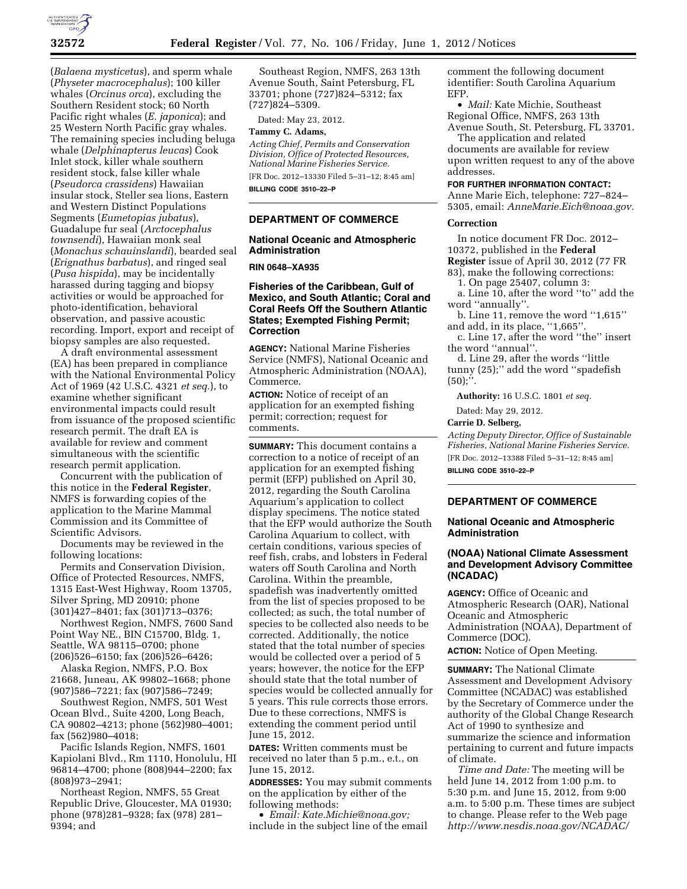(*Balaena mysticetus*), and sperm whale (*Physeter macrocephalus*); 100 killer whales (*Orcinus orca*), excluding the Southern Resident stock; 60 North Pacific right whales (*E. japonica*); and 25 Western North Pacific gray whales. The remaining species including beluga whale (*Delphinapterus leucas*) Cook Inlet stock, killer whale southern resident stock, false killer whale (*Pseudorca crassidens*) Hawaiian insular stock, Steller sea lions, Eastern and Western Distinct Populations Segments (*Eumetopias jubatus*), Guadalupe fur seal (*Arctocephalus townsendi*), Hawaiian monk seal (*Monachus schauinslandi*), bearded seal (*Erignathus barbatus*), and ringed seal (*Pusa hispida*), may be incidentally harassed during tagging and biopsy activities or would be approached for photo-identification, behavioral observation, and passive acoustic recording. Import, export and receipt of biopsy samples are also requested.

A draft environmental assessment (EA) has been prepared in compliance with the National Environmental Policy Act of 1969 (42 U.S.C. 4321 *et seq.*), to examine whether significant environmental impacts could result from issuance of the proposed scientific research permit. The draft EA is available for review and comment simultaneous with the scientific research permit application.

Concurrent with the publication of this notice in the **Federal Register**, NMFS is forwarding copies of the application to the Marine Mammal Commission and its Committee of Scientific Advisors.

Documents may be reviewed in the following locations:

Permits and Conservation Division, Office of Protected Resources, NMFS, 1315 East-West Highway, Room 13705, Silver Spring, MD 20910; phone (301)427–8401; fax (301)713–0376;

Northwest Region, NMFS, 7600 Sand Point Way NE., BIN C15700, Bldg. 1, Seattle, WA 98115–0700; phone (206)526–6150; fax (206)526–6426;

Alaska Region, NMFS, P.O. Box 21668, Juneau, AK 99802–1668; phone (907)586–7221; fax (907)586–7249;

Southwest Region, NMFS, 501 West Ocean Blvd., Suite 4200, Long Beach, CA 90802–4213; phone (562)980–4001; fax (562)980–4018;

Pacific Islands Region, NMFS, 1601 Kapiolani Blvd., Rm 1110, Honolulu, HI 96814–4700; phone (808)944–2200; fax (808)973–2941;

Northeast Region, NMFS, 55 Great Republic Drive, Gloucester, MA 01930; phone (978)281–9328; fax (978) 281–9394; and

Southeast Region, NMFS, 263 13th Avenue South, Saint Petersburg, FL 33701; phone (727)824–5312; fax (727)824–5309.

Dated: May 23, 2012.

**Tammy C. Adams,**

*Acting Chief, Permits and Conservation Division, Office of Protected Resources, National Marine Fisheries Service.*

[FR Doc. 2012–13330 Filed 5–31–12; 8:45 am]

**BILLING CODE 3510–22–P**

## DEPARTMENT OF COMMERCE

### National Oceanic and Atmospheric Administration

**RIN 0648–XA935**

### Fisheries of the Caribbean, Gulf of Mexico, and South Atlantic; Coral and Coral Reefs Off the Southern Atlantic States; Exempted Fishing Permit; Correction

**AGENCY:** National Marine Fisheries Service (NMFS), National Oceanic and Atmospheric Administration (NOAA), Commerce.

**ACTION:** Notice of receipt of an application for an exempted fishing permit; correction; request for comments.

**SUMMARY:** This document contains a correction to a notice of receipt of an application for an exempted fishing permit (EFP) published on April 30, 2012, regarding the South Carolina Aquarium's application to collect display specimens. The notice stated that the EFP would authorize the South Carolina Aquarium to collect, with certain conditions, various species of reef fish, crabs, and lobsters in Federal waters off South Carolina and North Carolina. Within the preamble, spadefish was inadvertently omitted from the list of species proposed to be collected; as such, the total number of species to be collected also needs to be corrected. Additionally, the notice stated that the total number of species would be collected over a period of 5 years; however, the notice for the EFP should state that the total number of species would be collected annually for 5 years. This rule corrects those errors. Due to these corrections, NMFS is extending the comment period until June 15, 2012.

**DATES:** Written comments must be received no later than 5 p.m., e.t., on June 15, 2012.

**ADDRESSES:** You may submit comments on the application by either of the following methods:

- *Email: Kate.Michie@noaa.gov;* include in the subject line of the email comment the following document identifier: South Carolina Aquarium EFP.
- *Mail:* Kate Michie, Southeast Regional Office, NMFS, 263 13th Avenue South, St. Petersburg, FL 33701.

The application and related documents are available for review upon written request to any of the above addresses.

**FOR FURTHER INFORMATION CONTACT:** Anne Marie Eich, telephone: 727–824–5305, email: *AnneMarie.Eich@noaa.gov.*

#### Correction

In notice document FR Doc. 2012–10372, published in the **Federal Register** issue of April 30, 2012 (77 FR 83), make the following corrections:

1. On page 25407, column 3:

a. Line 10, after the word ''to'' add the word ''annually''.

b. Line 11, remove the word ''1,615'' and add, in its place, ''1,665''.

c. Line 17, after the word ''the'' insert the word ''annual''.

d. Line 29, after the words ''little tunny (25);'' add the word ''spadefish (50);''.

**Authority:** 16 U.S.C. 1801 *et seq.*

Dated: May 29, 2012.

**Carrie D. Selberg,**

*Acting Deputy Director, Office of Sustainable Fisheries, National Marine Fisheries Service.*

[FR Doc. 2012–13388 Filed 5–31–12; 8:45 am]

**BILLING CODE 3510–22–P**

## DEPARTMENT OF COMMERCE

### National Oceanic and Atmospheric Administration

### (NOAA) National Climate Assessment and Development Advisory Committee (NCADAC)

**AGENCY:** Office of Oceanic and Atmospheric Research (OAR), National Oceanic and Atmospheric Administration (NOAA), Department of Commerce (DOC).

**ACTION:** Notice of Open Meeting.

**SUMMARY:** The National Climate Assessment and Development Advisory Committee (NCADAC) was established by the Secretary of Commerce under the authority of the Global Change Research Act of 1990 to synthesize and summarize the science and information pertaining to current and future impacts of climate.

*Time and Date:* The meeting will be held June 14, 2012 from 1:00 p.m. to 5:30 p.m. and June 15, 2012, from 9:00 a.m. to 5:00 p.m. These times are subject to change. Please refer to the Web page *http://www.nesdis.noaa.gov/NCADAC/*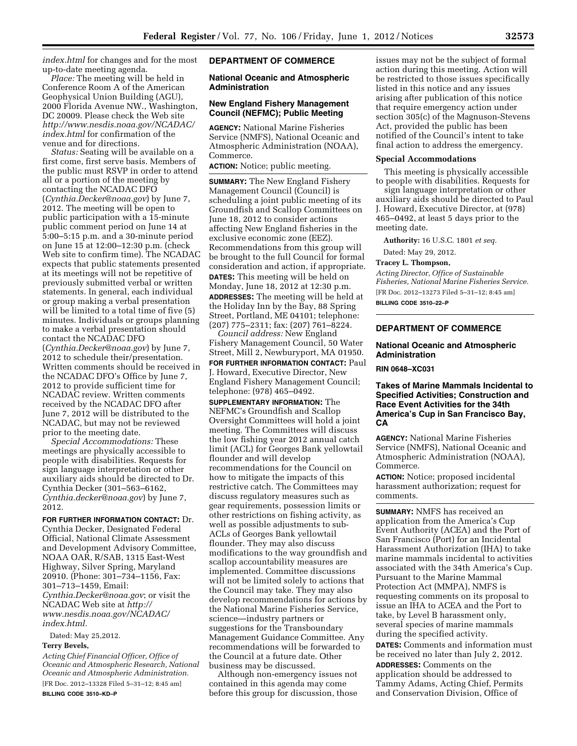*index.html* for changes and for the most up-to-date meeting agenda.

*Place:* The meeting will be held in Conference Room A of the American Geophysical Union Building (AGU), 2000 Florida Avenue NW., Washington, DC 20009. Please check the Web site *http://www.nesdis.noaa.gov/NCADAC/index.html* for confirmation of the venue and for directions.

*Status:* Seating will be available on a first come, first serve basis. Members of the public must RSVP in order to attend all or a portion of the meeting by contacting the NCADAC DFO (*Cynthia.Decker@noaa.gov*) by June 7, 2012. The meeting will be open to public participation with a 15-minute public comment period on June 14 at 5:00–5:15 p.m. and a 30-minute period on June 15 at 12:00–12:30 p.m. (check Web site to confirm time). The NCADAC expects that public statements presented at its meetings will not be repetitive of previously submitted verbal or written statements. In general, each individual or group making a verbal presentation will be limited to a total time of five (5) minutes. Individuals or groups planning to make a verbal presentation should contact the NCADAC DFO (*Cynthia.Decker@noaa.gov*) by June 7, 2012 to schedule their/presentation. Written comments should be received in the NCADAC DFO's Office by June 7, 2012 to provide sufficient time for NCADAC review. Written comments received by the NCADAC DFO after June 7, 2012 will be distributed to the NCADAC, but may not be reviewed prior to the meeting date.

*Special Accommodations:* These meetings are physically accessible to people with disabilities. Requests for sign language interpretation or other auxiliary aids should be directed to Dr. Cynthia Decker (301–563–6162, *Cynthia.decker@noaa.gov*) by June 7, 2012.

**FOR FURTHER INFORMATION CONTACT:** Dr. Cynthia Decker, Designated Federal Official, National Climate Assessment and Development Advisory Committee, NOAA OAR, R/SAB, 1315 East-West Highway, Silver Spring, Maryland 20910. (Phone: 301–734–1156, Fax: 301–713–1459, Email: *Cynthia.Decker@noaa.gov*; or visit the NCADAC Web site at *http://www.nesdis.noaa.gov/NCADAC/index.html.*

Dated: May 25,2012.

**Terry Bevels,**

*Acting Chief Financial Officer, Office of Oceanic and Atmospheric Research, National Oceanic and Atmospheric Administration.*

[FR Doc. 2012–13328 Filed 5–31–12; 8:45 am]

**BILLING CODE 3510–KD–P**

## DEPARTMENT OF COMMERCE

### National Oceanic and Atmospheric Administration

### New England Fishery Management Council (NEFMC); Public Meeting

**AGENCY:** National Marine Fisheries Service (NMFS), National Oceanic and Atmospheric Administration (NOAA), Commerce.

**ACTION:** Notice; public meeting.

**SUMMARY:** The New England Fishery Management Council (Council) is scheduling a joint public meeting of its Groundfish and Scallop Committees on June 18, 2012 to consider actions affecting New England fisheries in the exclusive economic zone (EEZ). Recommendations from this group will be brought to the full Council for formal consideration and action, if appropriate.

**DATES:** This meeting will be held on Monday, June 18, 2012 at 12:30 p.m.

**ADDRESSES:** The meeting will be held at the Holiday Inn by the Bay, 88 Spring Street, Portland, ME 04101; telephone: (207) 775–2311; fax: (207) 761–8224.

*Council address:* New England Fishery Management Council, 50 Water Street, Mill 2, Newburyport, MA 01950.

**FOR FURTHER INFORMATION CONTACT:** Paul J. Howard, Executive Director, New England Fishery Management Council; telephone: (978) 465–0492.

**SUPPLEMENTARY INFORMATION:** The NEFMC's Groundfish and Scallop Oversight Committees will hold a joint meeting. The Committees will discuss the low fishing year 2012 annual catch limit (ACL) for Georges Bank yellowtail flounder and will develop recommendations for the Council on how to mitigate the impacts of this restrictive catch. The Committees may discuss regulatory measures such as gear requirements, possession limits or other restrictions on fishing activity, as well as possible adjustments to sub-ACLs of Georges Bank yellowtail flounder. They may also discuss modifications to the way groundfish and scallop accountability measures are implemented. Committee discussions will not be limited solely to actions that the Council may take. They may also develop recommendations for actions by the National Marine Fisheries Service, science—industry partners or suggestions for the Transboundary Management Guidance Committee. Any recommendations will be forwarded to the Council at a future date. Other business may be discussed.

Although non-emergency issues not contained in this agenda may come before this group for discussion, those issues may not be the subject of formal action during this meeting. Action will be restricted to those issues specifically listed in this notice and any issues arising after publication of this notice that require emergency action under section 305(c) of the Magnuson-Stevens Act, provided the public has been notified of the Council's intent to take final action to address the emergency.

#### Special Accommodations

This meeting is physically accessible to people with disabilities. Requests for sign language interpretation or other auxiliary aids should be directed to Paul J. Howard, Executive Director, at (978) 465–0492, at least 5 days prior to the meeting date.

**Authority:** 16 U.S.C. 1801 *et seq.*

Dated: May 29, 2012.

**Tracey L. Thompson,**

*Acting Director, Office of Sustainable Fisheries, National Marine Fisheries Service.*

[FR Doc. 2012–13273 Filed 5–31–12; 8:45 am]

**BILLING CODE 3510–22–P**

## DEPARTMENT OF COMMERCE

### National Oceanic and Atmospheric Administration

**RIN 0648–XC031**

### Takes of Marine Mammals Incidental to Specified Activities; Construction and Race Event Activities for the 34th America's Cup in San Francisco Bay, CA

**AGENCY:** National Marine Fisheries Service (NMFS), National Oceanic and Atmospheric Administration (NOAA), Commerce.

**ACTION:** Notice; proposed incidental harassment authorization; request for comments.

**SUMMARY:** NMFS has received an application from the America's Cup Event Authority (ACEA) and the Port of San Francisco (Port) for an Incidental Harassment Authorization (IHA) to take marine mammals incidental to activities associated with the 34th America's Cup. Pursuant to the Marine Mammal Protection Act (MMPA), NMFS is requesting comments on its proposal to issue an IHA to ACEA and the Port to take, by Level B harassment only, several species of marine mammals during the specified activity.

**DATES:** Comments and information must be received no later than July 2, 2012.

**ADDRESSES:** Comments on the application should be addressed to Tammy Adams, Acting Chief, Permits and Conservation Division, Office of